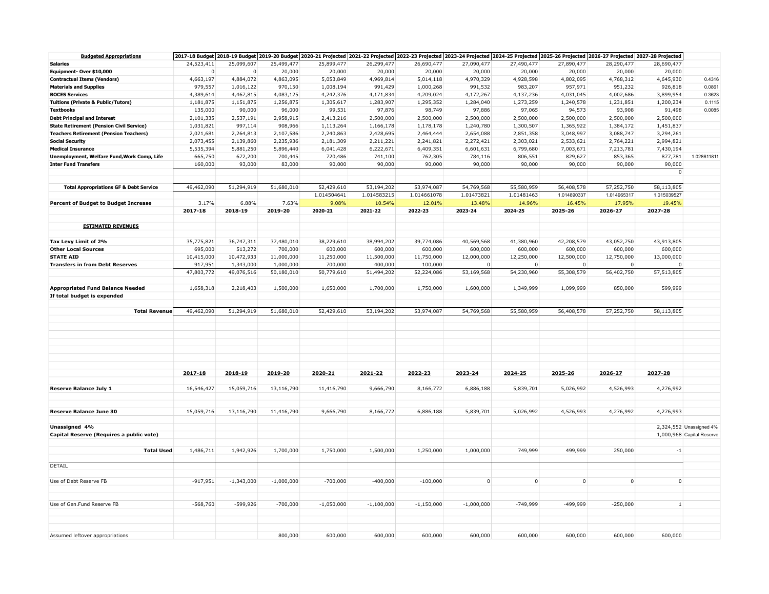| Budgeted Appropriations | 2017-18 Budget | 2018-19 Budget | 2019-20 Budget | 2020-21 Projected | 2021-22 Projected | 2022-23 Projected | 2023-24 Projected | 2024-25 Projected | 2025-26 Projected | 2026-27 Projected | 2027-28 Projected | |
|---|---|---|---|---|---|---|---|---|---|---|---|---|
| **Salaries** | 24,523,411 | 25,099,607 | 25,499,477 | 25,899,477 | 26,299,477 | 26,690,477 | 27,090,477 | 27,490,477 | 27,890,477 | 28,290,477 | 28,690,477 | |
| **Equipment- Over $10,000** | 0 | 0 | 20,000 | 20,000 | 20,000 | 20,000 | 20,000 | 20,000 | 20,000 | 20,000 | 20,000 | |
| **Contractual Items (Vendors)** | 4,663,197 | 4,884,072 | 4,863,095 | 5,053,849 | 4,969,814 | 5,014,118 | 4,970,329 | 4,928,598 | 4,802,095 | 4,768,312 | 4,645,930 | 0.4316 |
| **Materials and Supplies** | 979,557 | 1,016,122 | 970,150 | 1,008,194 | 991,429 | 1,000,268 | 991,532 | 983,207 | 957,971 | 951,232 | 926,818 | 0.0861 |
| **BOCES Services** | 4,389,614 | 4,467,815 | 4,083,125 | 4,242,376 | 4,171,834 | 4,209,024 | 4,172,267 | 4,137,236 | 4,031,045 | 4,002,686 | 3,899,954 | 0.3623 |
| **Tuitions (Private & Public/Tutors)** | 1,181,875 | 1,151,875 | 1,256,875 | 1,305,617 | 1,283,907 | 1,295,352 | 1,284,040 | 1,273,259 | 1,240,578 | 1,231,851 | 1,200,234 | 0.1115 |
| **Textbooks** | 135,000 | 90,000 | 96,000 | 99,531 | 97,876 | 98,749 | 97,886 | 97,065 | 94,573 | 93,908 | 91,498 | 0.0085 |
| **Debt Principal and Interest** | 2,101,335 | 2,537,191 | 2,958,915 | 2,413,216 | 2,500,000 | 2,500,000 | 2,500,000 | 2,500,000 | 2,500,000 | 2,500,000 | 2,500,000 | |
| **State Retirement (Pension Civil Service)** | 1,031,821 | 997,114 | 908,966 | 1,113,264 | 1,166,178 | 1,178,178 | 1,240,780 | 1,300,507 | 1,365,922 | 1,384,172 | 1,451,837 | |
| **Teachers Retirement (Pension Teachers)** | 2,021,681 | 2,264,813 | 2,107,586 | 2,240,863 | 2,428,695 | 2,464,444 | 2,654,088 | 2,851,358 | 3,048,997 | 3,088,747 | 3,294,261 | |
| **Social Security** | 2,073,455 | 2,139,860 | 2,235,936 | 2,181,309 | 2,211,221 | 2,241,821 | 2,272,421 | 2,303,021 | 2,533,621 | 2,764,221 | 2,994,821 | |
| **Medical Insurance** | 5,535,394 | 5,881,250 | 5,896,440 | 6,041,428 | 6,222,671 | 6,409,351 | 6,601,631 | 6,799,680 | 7,003,671 | 7,213,781 | 7,430,194 | |
| **Unemployment, Welfare Fund,Work Comp, Life** | 665,750 | 672,200 | 700,445 | 720,486 | 741,100 | 762,305 | 784,116 | 806,551 | 829,627 | 853,365 | 877,781 | 1.028611811 |
| **Inter Fund Transfers** | 160,000 | 93,000 | 83,000 | 90,000 | 90,000 | 90,000 | 90,000 | 90,000 | 90,000 | 90,000 | 90,000 | |
| | | | | | | | | | | | 0 | |
| **Total Appropriations GF & Debt Service** | 49,462,090 | 51,294,919 | 51,680,010 | 52,429,610 | 53,194,202 | 53,974,087 | 54,769,568 | 55,580,959 | 56,408,578 | 57,252,750 | 58,113,805 | |
| | | | | 1.014504641 | 1.014583215 | 1.014661078 | 1.01473821 | 1.01481463 | 1.014890337 | 1.014965317 | 1.015039527 | |
| **Percent of Budget to Budget Increase** | 3.17% | 6.88% | 7.63% | 9.08% | 10.54% | 12.01% | 13.48% | 14.96% | 16.45% | 17.95% | 19.45% | |
| | **2017-18** | **2018-19** | **2019-20** | **2020-21** | **2021-22** | **2022-23** | **2023-24** | **2024-25** | **2025-26** | **2026-27** | **2027-28** | |
| **ESTIMATED REVENUES** | | | | | | | | | | | | |
| **Tax Levy Limit of 2%** | 35,775,821 | 36,747,311 | 37,480,010 | 38,229,610 | 38,994,202 | 39,774,086 | 40,569,568 | 41,380,960 | 42,208,579 | 43,052,750 | 43,913,805 | |
| **Other Local Sources** | 695,000 | 513,272 | 700,000 | 600,000 | 600,000 | 600,000 | 600,000 | 600,000 | 600,000 | 600,000 | 600,000 | |
| **STATE AID** | 10,415,000 | 10,472,933 | 11,000,000 | 11,250,000 | 11,500,000 | 11,750,000 | 12,000,000 | 12,250,000 | 12,500,000 | 12,750,000 | 13,000,000 | |
| **Transfers in from Debt Reserves** | 917,951 | 1,343,000 | 1,000,000 | 700,000 | 400,000 | 100,000 | 0 | 0 | 0 | 0 | 0 | |
| | 47,803,772 | 49,076,516 | 50,180,010 | 50,779,610 | 51,494,202 | 52,224,086 | 53,169,568 | 54,230,960 | 55,308,579 | 56,402,750 | 57,513,805 | |
| **Appropriated Fund Balance Needed** | 1,658,318 | 2,218,403 | 1,500,000 | 1,650,000 | 1,700,000 | 1,750,000 | 1,600,000 | 1,349,999 | 1,099,999 | 850,000 | 599,999 | |
| **If total budget is expended** | | | | | | | | | | | | |
| **Total Revenue** | 49,462,090 | 51,294,919 | 51,680,010 | 52,429,610 | 53,194,202 | 53,974,087 | 54,769,568 | 55,580,959 | 56,408,578 | 57,252,750 | 58,113,805 | |
| | **2017-18** | **2018-19** | **2019-20** | **2020-21** | **2021-22** | **2022-23** | **2023-24** | **2024-25** | **2025-26** | **2026-27** | **2027-28** | |
| **Reserve Balance July 1** | 16,546,427 | 15,059,716 | 13,116,790 | 11,416,790 | 9,666,790 | 8,166,772 | 6,886,188 | 5,839,701 | 5,026,992 | 4,526,993 | 4,276,992 | |
| **Reserve Balance June 30** | 15,059,716 | 13,116,790 | 11,416,790 | 9,666,790 | 8,166,772 | 6,886,188 | 5,839,701 | 5,026,992 | 4,526,993 | 4,276,992 | 4,276,993 | |
| **Unassigned 4%** | | | | | | | | | | | 2,324,552 | Unassigned 4% |
| **Capital Reserve (Requires a public vote)** | | | | | | | | | | | 1,000,968 | Capital Reserve |
| **Total Used** | 1,486,711 | 1,942,926 | 1,700,000 | 1,750,000 | 1,500,000 | 1,250,000 | 1,000,000 | 749,999 | 499,999 | 250,000 | -1 | |
| DETAIL | | | | | | | | | | | | |
| Use of Debt Reserve FB | -917,951 | -1,343,000 | -1,000,000 | -700,000 | -400,000 | -100,000 | 0 | 0 | 0 | 0 | 0 | |
| Use of Gen.Fund Reserve FB | -568,760 | -599,926 | -700,000 | -1,050,000 | -1,100,000 | -1,150,000 | -1,000,000 | -749,999 | -499,999 | -250,000 | 1 | |
| Assumed leftover appropriations | | | 800,000 | 600,000 | 600,000 | 600,000 | 600,000 | 600,000 | 600,000 | 600,000 | 600,000 | |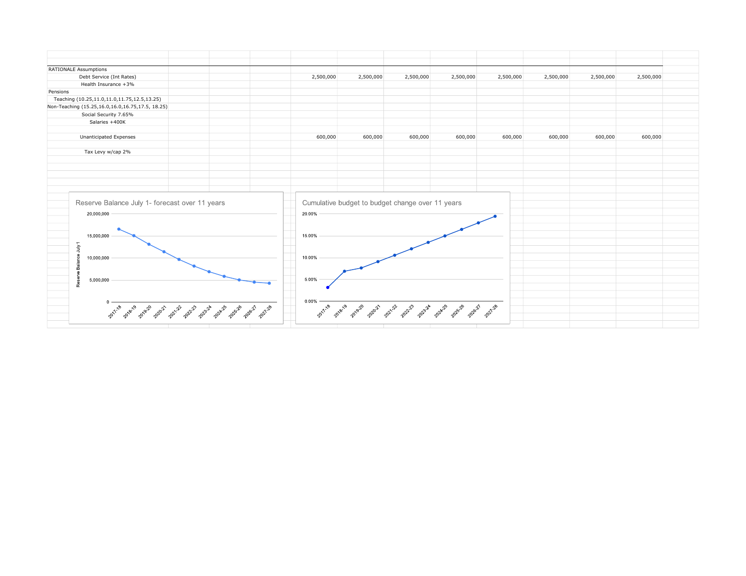| | | | | | | | | | | | |
|---|---|---|---|---|---|---|---|---|---|---|---|
| RATIONALE Assumptions | | | | | | | | | | | |
| Debt Service (Int Rates) | | | | 2,500,000 | 2,500,000 | 2,500,000 | 2,500,000 | 2,500,000 | 2,500,000 | 2,500,000 | 2,500,000 |
| Health Insurance +3% | | | | | | | | | | | |
| Pensions | | | | | | | | | | | |
| Teaching (10.25,11.0,11.0,11.75,12.5,13.25) | | | | | | | | | | | |
| Non-Teaching (15.25,16.0,16.0,16.75,17.5, 18.25) | | | | | | | | | | | |
| Social Security 7.65% | | | | | | | | | | | |
| Salaries +400K | | | | | | | | | | | |
| | | | | | | | | | | | |
| Unanticipated Expenses | | | | 600,000 | 600,000 | 600,000 | 600,000 | 600,000 | 600,000 | 600,000 | 600,000 |
| | | | | | | | | | | | |
| Tax Levy w/cap 2% | | | | | | | | | | | |

Reserve Balance July 1- forecast over 11 years

Reserve Balance July 1

20,000,000
15,000,000
10,000,000
5,000,000
0

2017-18 2018-19 2019-20 2020-21 2021-22 2022-23 2023-24 2024-25 2025-26 2026-27 2027-28

Cumulative budget to budget change over 11 years

20.00%
15.00%
10.00%
5.00%
0.00%

2017-18 2018-19 2019-20 2020-21 2021-22 2022-23 2023-24 2024-25 2025-26 2026-27 2027-28